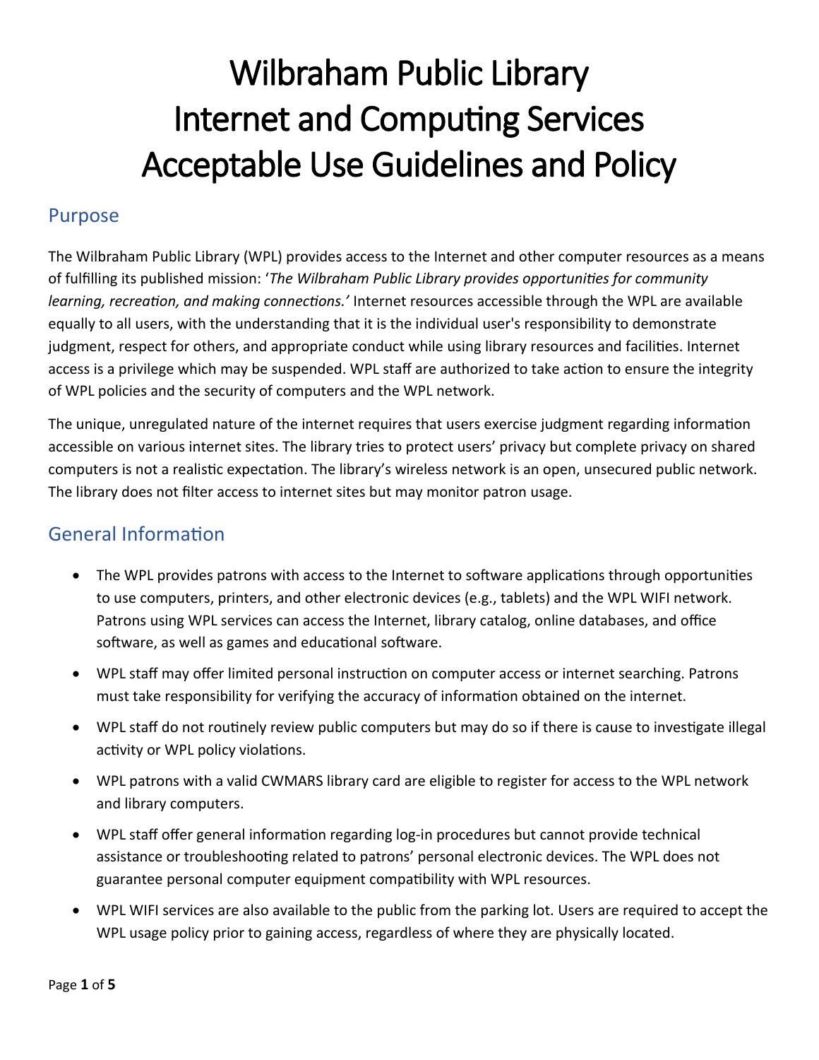# Wilbraham Public Library Internet and Computing Services Acceptable Use Guidelines and Policy

## Purpose

The Wilbraham Public Library (WPL) provides access to the Internet and other computer resources as a means of fulfilling its published mission: '*The Wilbraham Public Library provides opportunities for community learning, recreation, and making connections.'* Internet resources accessible through the WPL are available equally to all users, with the understanding that it is the individual user's responsibility to demonstrate judgment, respect for others, and appropriate conduct while using library resources and facilities. Internet access is a privilege which may be suspended. WPL staff are authorized to take action to ensure the integrity of WPL policies and the security of computers and the WPL network.

The unique, unregulated nature of the internet requires that users exercise judgment regarding information accessible on various internet sites. The library tries to protect users' privacy but complete privacy on shared computers is not a realistic expectation. The library's wireless network is an open, unsecured public network. The library does not filter access to internet sites but may monitor patron usage.

## General Information

- The WPL provides patrons with access to the Internet to software applications through opportunities to use computers, printers, and other electronic devices (e.g., tablets) and the WPL WIFI network. Patrons using WPL services can access the Internet, library catalog, online databases, and office software, as well as games and educational software.
- WPL staff may offer limited personal instruction on computer access or internet searching. Patrons must take responsibility for verifying the accuracy of information obtained on the internet.
- WPL staff do not routinely review public computers but may do so if there is cause to investigate illegal activity or WPL policy violations.
- WPL patrons with a valid CWMARS library card are eligible to register for access to the WPL network and library computers.
- WPL staff offer general information regarding log-in procedures but cannot provide technical assistance or troubleshooting related to patrons' personal electronic devices. The WPL does not guarantee personal computer equipment compatibility with WPL resources.
- WPL WIFI services are also available to the public from the parking lot. Users are required to accept the WPL usage policy prior to gaining access, regardless of where they are physically located.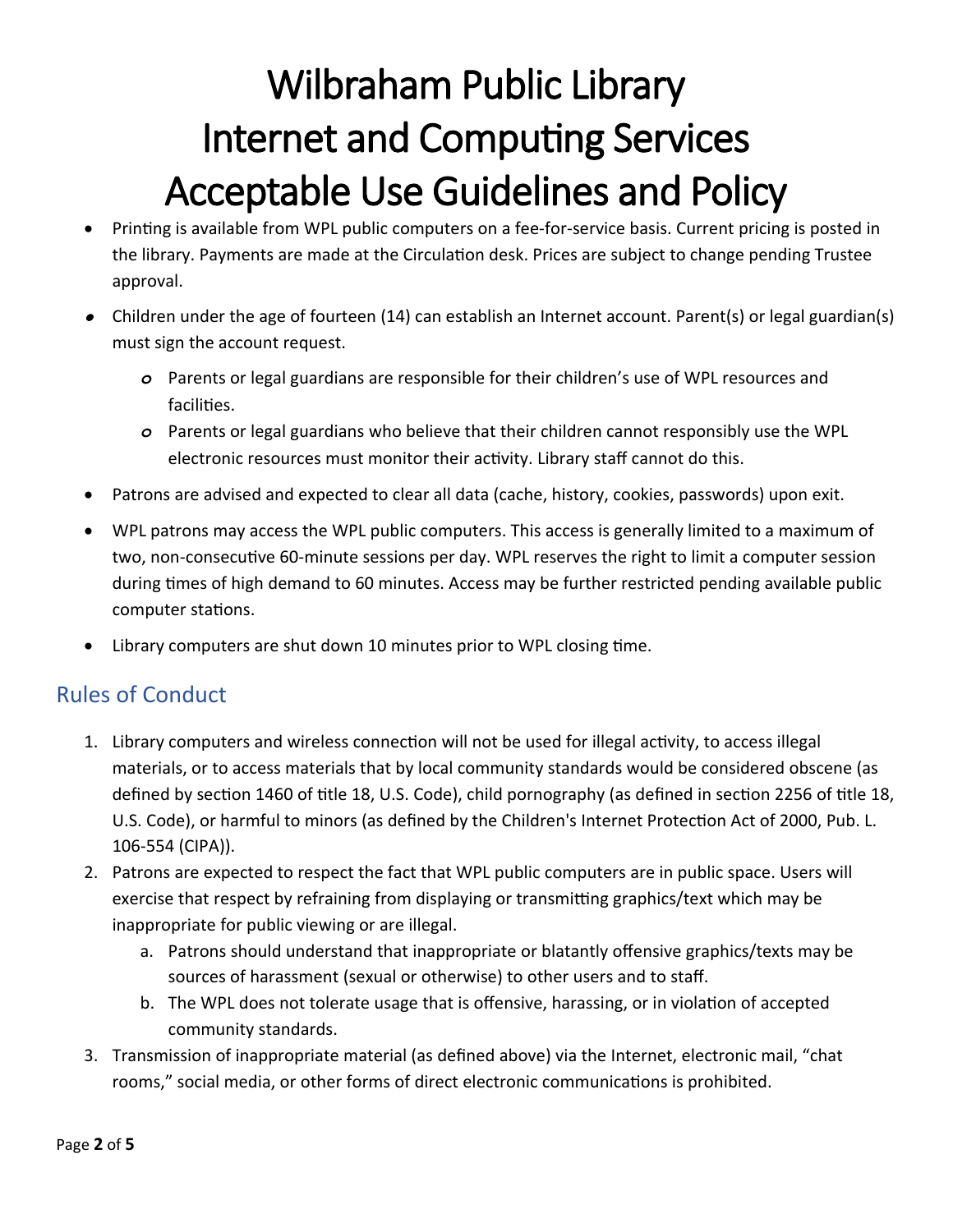# Wilbraham Public Library Internet and Computing Services Acceptable Use Guidelines and Policy

- Printing is available from WPL public computers on a fee-for-service basis. Current pricing is posted in the library. Payments are made at the Circulation desk. Prices are subject to change pending Trustee approval.
- Children under the age of fourteen (14) can establish an Internet account. Parent(s) or legal guardian(s) must sign the account request.
    - Parents or legal guardians are responsible for their children's use of WPL resources and facilities.
    - Parents or legal guardians who believe that their children cannot responsibly use the WPL electronic resources must monitor their activity. Library staff cannot do this.
- Patrons are advised and expected to clear all data (cache, history, cookies, passwords) upon exit.
- WPL patrons may access the WPL public computers. This access is generally limited to a maximum of two, non-consecutive 60-minute sessions per day. WPL reserves the right to limit a computer session during times of high demand to 60 minutes. Access may be further restricted pending available public computer stations.
- Library computers are shut down 10 minutes prior to WPL closing time.

## Rules of Conduct

1. Library computers and wireless connection will not be used for illegal activity, to access illegal materials, or to access materials that by local community standards would be considered obscene (as defined by section 1460 of title 18, U.S. Code), child pornography (as defined in section 2256 of title 18, U.S. Code), or harmful to minors (as defined by the Children's Internet Protection Act of 2000, Pub. L. 106-554 (CIPA)).
2. Patrons are expected to respect the fact that WPL public computers are in public space. Users will exercise that respect by refraining from displaying or transmitting graphics/text which may be inappropriate for public viewing or are illegal.
    a. Patrons should understand that inappropriate or blatantly offensive graphics/texts may be sources of harassment (sexual or otherwise) to other users and to staff.
    b. The WPL does not tolerate usage that is offensive, harassing, or in violation of accepted community standards.
3. Transmission of inappropriate material (as defined above) via the Internet, electronic mail, "chat rooms," social media, or other forms of direct electronic communications is prohibited.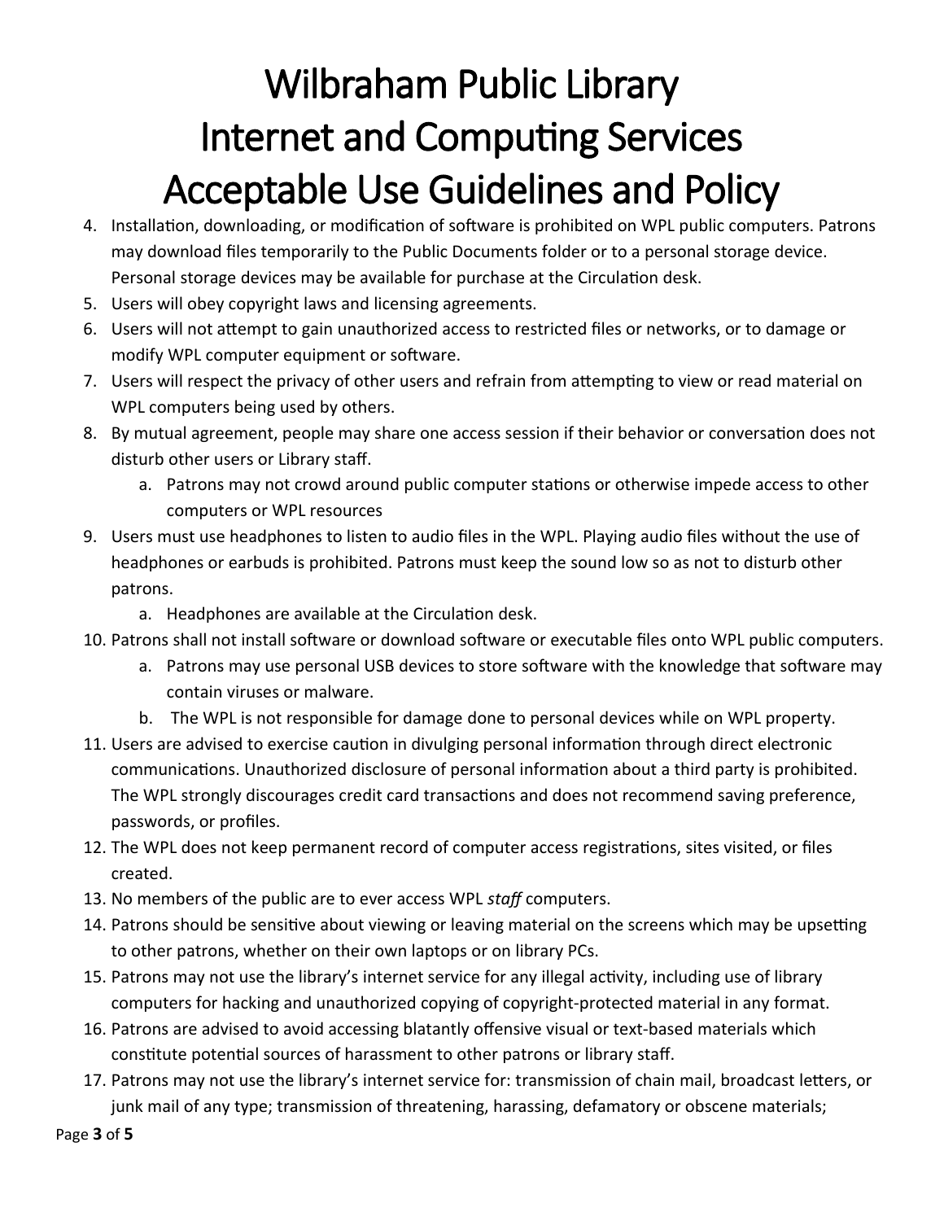# Wilbraham Public Library
# Internet and Computing Services
# Acceptable Use Guidelines and Policy

4. Installation, downloading, or modification of software is prohibited on WPL public computers. Patrons may download files temporarily to the Public Documents folder or to a personal storage device. Personal storage devices may be available for purchase at the Circulation desk.
5. Users will obey copyright laws and licensing agreements.
6. Users will not attempt to gain unauthorized access to restricted files or networks, or to damage or modify WPL computer equipment or software.
7. Users will respect the privacy of other users and refrain from attempting to view or read material on WPL computers being used by others.
8. By mutual agreement, people may share one access session if their behavior or conversation does not disturb other users or Library staff.
   a. Patrons may not crowd around public computer stations or otherwise impede access to other computers or WPL resources
9. Users must use headphones to listen to audio files in the WPL. Playing audio files without the use of headphones or earbuds is prohibited. Patrons must keep the sound low so as not to disturb other patrons.
   a. Headphones are available at the Circulation desk.
10. Patrons shall not install software or download software or executable files onto WPL public computers.
    a. Patrons may use personal USB devices to store software with the knowledge that software may contain viruses or malware.
    b. The WPL is not responsible for damage done to personal devices while on WPL property.
11. Users are advised to exercise caution in divulging personal information through direct electronic communications. Unauthorized disclosure of personal information about a third party is prohibited. The WPL strongly discourages credit card transactions and does not recommend saving preference, passwords, or profiles.
12. The WPL does not keep permanent record of computer access registrations, sites visited, or files created.
13. No members of the public are to ever access WPL *staff* computers.
14. Patrons should be sensitive about viewing or leaving material on the screens which may be upsetting to other patrons, whether on their own laptops or on library PCs.
15. Patrons may not use the library's internet service for any illegal activity, including use of library computers for hacking and unauthorized copying of copyright-protected material in any format.
16. Patrons are advised to avoid accessing blatantly offensive visual or text-based materials which constitute potential sources of harassment to other patrons or library staff.
17. Patrons may not use the library's internet service for: transmission of chain mail, broadcast letters, or junk mail of any type; transmission of threatening, harassing, defamatory or obscene materials;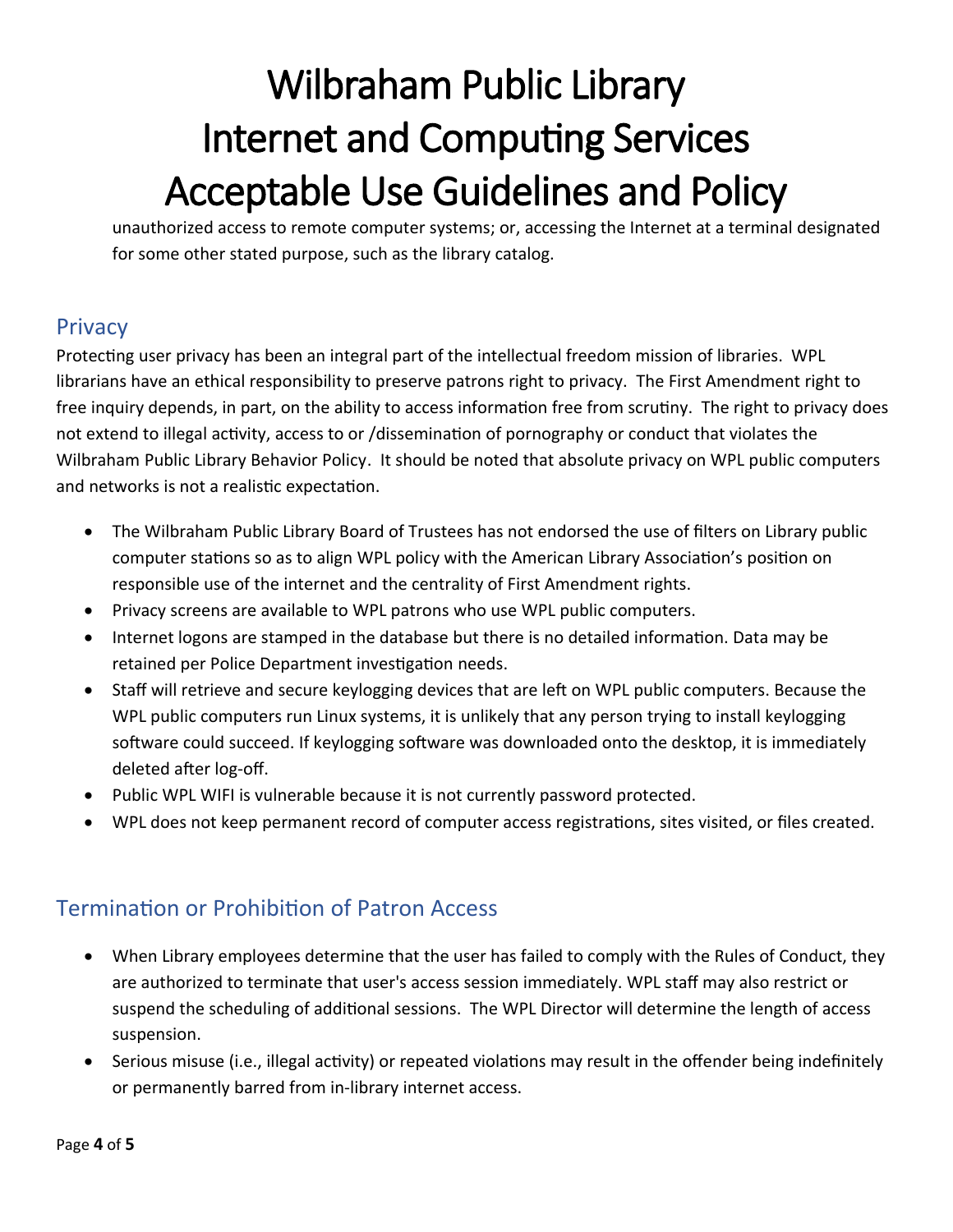unauthorized access to remote computer systems; or, accessing the Internet at a terminal designated for some other stated purpose, such as the library catalog.

## Privacy

Protecting user privacy has been an integral part of the intellectual freedom mission of libraries. WPL librarians have an ethical responsibility to preserve patrons right to privacy. The First Amendment right to free inquiry depends, in part, on the ability to access information free from scrutiny. The right to privacy does not extend to illegal activity, access to or /dissemination of pornography or conduct that violates the Wilbraham Public Library Behavior Policy. It should be noted that absolute privacy on WPL public computers and networks is not a realistic expectation.

- The Wilbraham Public Library Board of Trustees has not endorsed the use of filters on Library public computer stations so as to align WPL policy with the American Library Association's position on responsible use of the internet and the centrality of First Amendment rights.
- Privacy screens are available to WPL patrons who use WPL public computers.
- Internet logons are stamped in the database but there is no detailed information. Data may be retained per Police Department investigation needs.
- Staff will retrieve and secure keylogging devices that are left on WPL public computers. Because the WPL public computers run Linux systems, it is unlikely that any person trying to install keylogging software could succeed. If keylogging software was downloaded onto the desktop, it is immediately deleted after log-off.
- Public WPL WIFI is vulnerable because it is not currently password protected.
- WPL does not keep permanent record of computer access registrations, sites visited, or files created.

## Termination or Prohibition of Patron Access

- When Library employees determine that the user has failed to comply with the Rules of Conduct, they are authorized to terminate that user's access session immediately. WPL staff may also restrict or suspend the scheduling of additional sessions. The WPL Director will determine the length of access suspension.
- Serious misuse (i.e., illegal activity) or repeated violations may result in the offender being indefinitely or permanently barred from in-library internet access.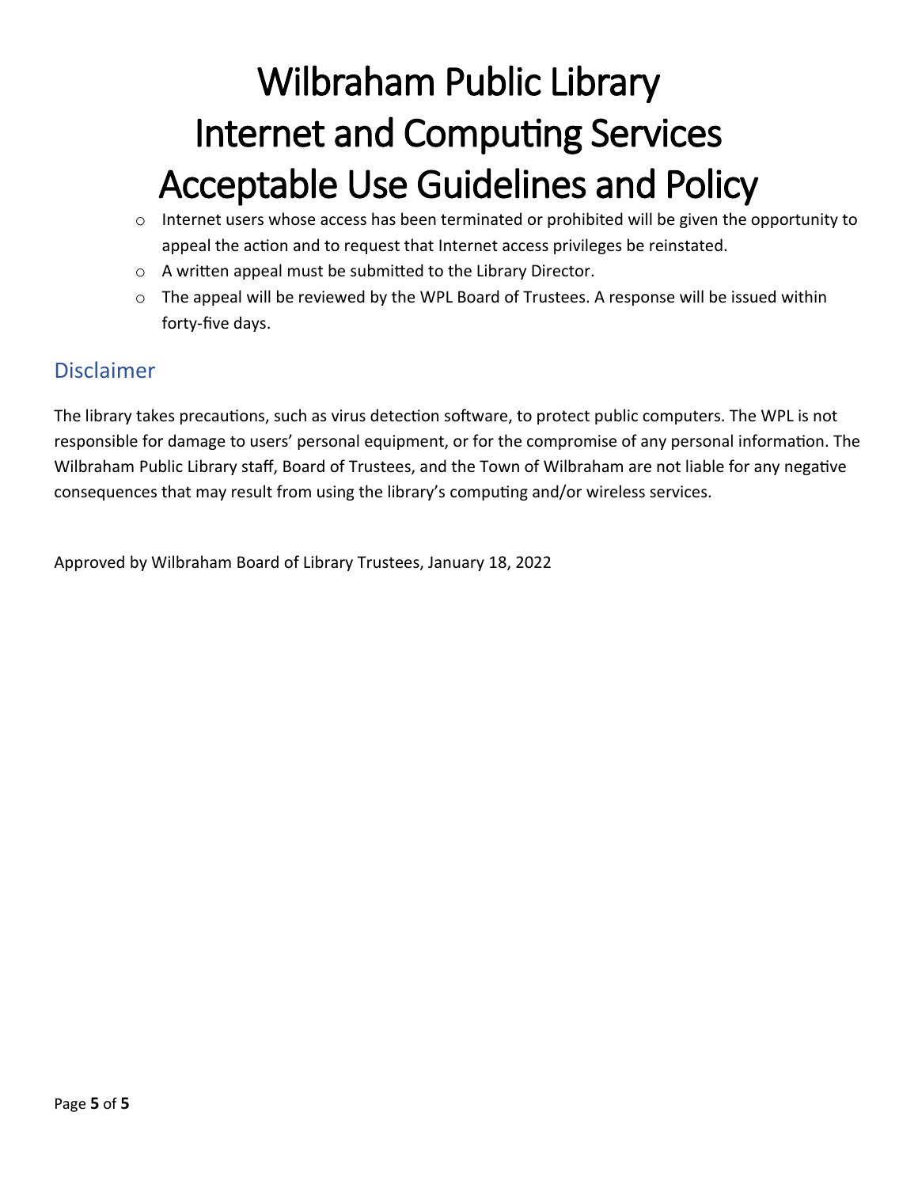- Internet users whose access has been terminated or prohibited will be given the opportunity to appeal the action and to request that Internet access privileges be reinstated.
- A written appeal must be submitted to the Library Director.
- The appeal will be reviewed by the WPL Board of Trustees. A response will be issued within forty-five days.

## Disclaimer

The library takes precautions, such as virus detection software, to protect public computers. The WPL is not responsible for damage to users' personal equipment, or for the compromise of any personal information. The Wilbraham Public Library staff, Board of Trustees, and the Town of Wilbraham are not liable for any negative consequences that may result from using the library's computing and/or wireless services.

Approved by Wilbraham Board of Library Trustees, January 18, 2022